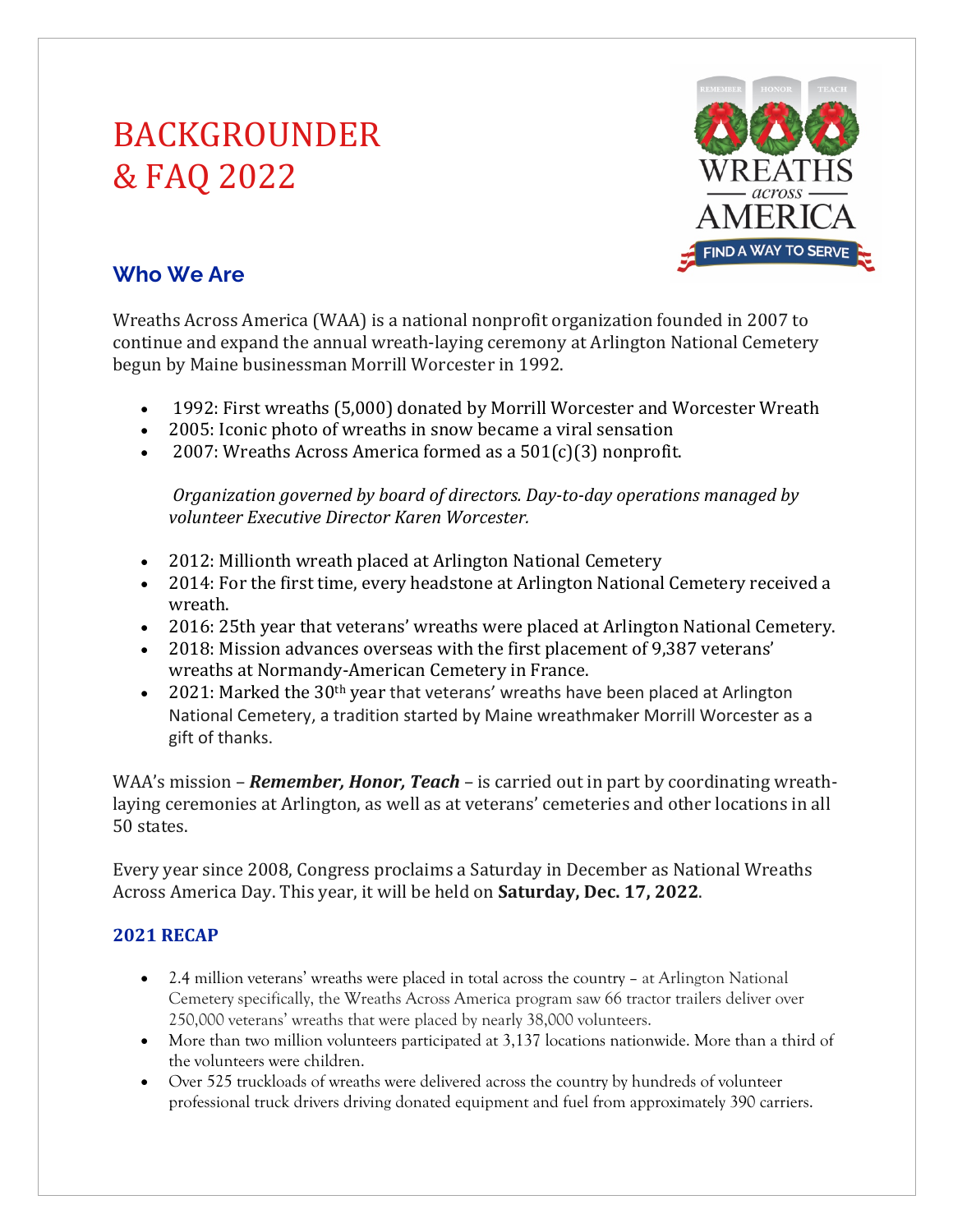# BACKGROUNDER & FAQ 2022

## Who We Are

Wreaths Across America (WAA) is a national nonprofit organization founded in 2007 to continue and expand the annual wreath-laying ceremony at Arlington National Cemetery begun by Maine businessman Morrill Worcester in 1992.

- 1992: First wreaths (5,000) donated by Morrill Worcester and Worcester Wreath
- 2005: Iconic photo of wreaths in snow became a viral sensation
- 2007: Wreaths Across America formed as a 501(c)(3) nonprofit.

*Organization governed by board of directors. Day-to-day operations managed by volunteer Executive Director Karen Worcester.*

- 2012: Millionth wreath placed at Arlington National Cemetery
- 2014: For the first time, every headstone at Arlington National Cemetery received a wreath.
- 2016: 25th year that veterans' wreaths were placed at Arlington National Cemetery.
- 2018: Mission advances overseas with the first placement of 9,387 veterans' wreaths at Normandy-American Cemetery in France.
- 2021: Marked the 30th year that veterans' wreaths have been placed at Arlington National Cemetery, a tradition started by Maine wreathmaker Morrill Worcester as a gift of thanks.

WAA's mission – ***Remember, Honor, Teach*** – is carried out in part by coordinating wreath-laying ceremonies at Arlington, as well as at veterans' cemeteries and other locations in all 50 states.

Every year since 2008, Congress proclaims a Saturday in December as National Wreaths Across America Day. This year, it will be held on **Saturday, Dec. 17, 2022**.

### 2021 RECAP

- 2.4 million veterans' wreaths were placed in total across the country – at Arlington National Cemetery specifically, the Wreaths Across America program saw 66 tractor trailers deliver over 250,000 veterans' wreaths that were placed by nearly 38,000 volunteers.
- More than two million volunteers participated at 3,137 locations nationwide. More than a third of the volunteers were children.
- Over 525 truckloads of wreaths were delivered across the country by hundreds of volunteer professional truck drivers driving donated equipment and fuel from approximately 390 carriers.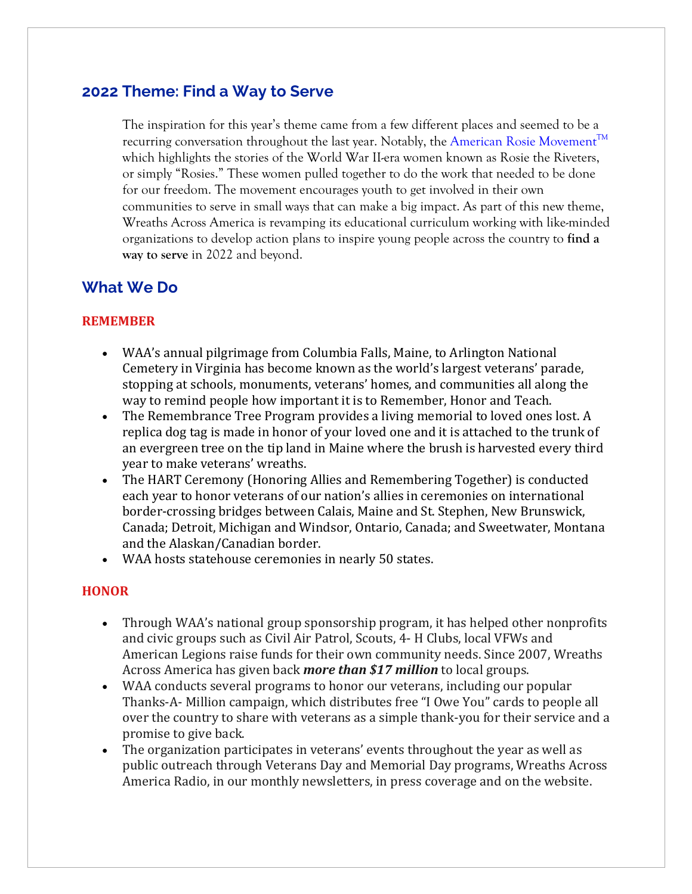## 2022 Theme: Find a Way to Serve

The inspiration for this year's theme came from a few different places and seemed to be a recurring conversation throughout the last year. Notably, the American Rosie Movement™ which highlights the stories of the World War II-era women known as Rosie the Riveters, or simply "Rosies." These women pulled together to do the work that needed to be done for our freedom. The movement encourages youth to get involved in their own communities to serve in small ways that can make a big impact. As part of this new theme, Wreaths Across America is revamping its educational curriculum working with like-minded organizations to develop action plans to inspire young people across the country to **find a way to serve** in 2022 and beyond.

## What We Do

### REMEMBER

- WAA's annual pilgrimage from Columbia Falls, Maine, to Arlington National Cemetery in Virginia has become known as the world's largest veterans' parade, stopping at schools, monuments, veterans' homes, and communities all along the way to remind people how important it is to Remember, Honor and Teach.
- The Remembrance Tree Program provides a living memorial to loved ones lost. A replica dog tag is made in honor of your loved one and it is attached to the trunk of an evergreen tree on the tip land in Maine where the brush is harvested every third year to make veterans' wreaths.
- The HART Ceremony (Honoring Allies and Remembering Together) is conducted each year to honor veterans of our nation's allies in ceremonies on international border-crossing bridges between Calais, Maine and St. Stephen, New Brunswick, Canada; Detroit, Michigan and Windsor, Ontario, Canada; and Sweetwater, Montana and the Alaskan/Canadian border.
- WAA hosts statehouse ceremonies in nearly 50 states.

### HONOR

- Through WAA's national group sponsorship program, it has helped other nonprofits and civic groups such as Civil Air Patrol, Scouts, 4- H Clubs, local VFWs and American Legions raise funds for their own community needs. Since 2007, Wreaths Across America has given back ***more than $17 million*** to local groups.
- WAA conducts several programs to honor our veterans, including our popular Thanks-A- Million campaign, which distributes free "I Owe You" cards to people all over the country to share with veterans as a simple thank-you for their service and a promise to give back.
- The organization participates in veterans' events throughout the year as well as public outreach through Veterans Day and Memorial Day programs, Wreaths Across America Radio, in our monthly newsletters, in press coverage and on the website.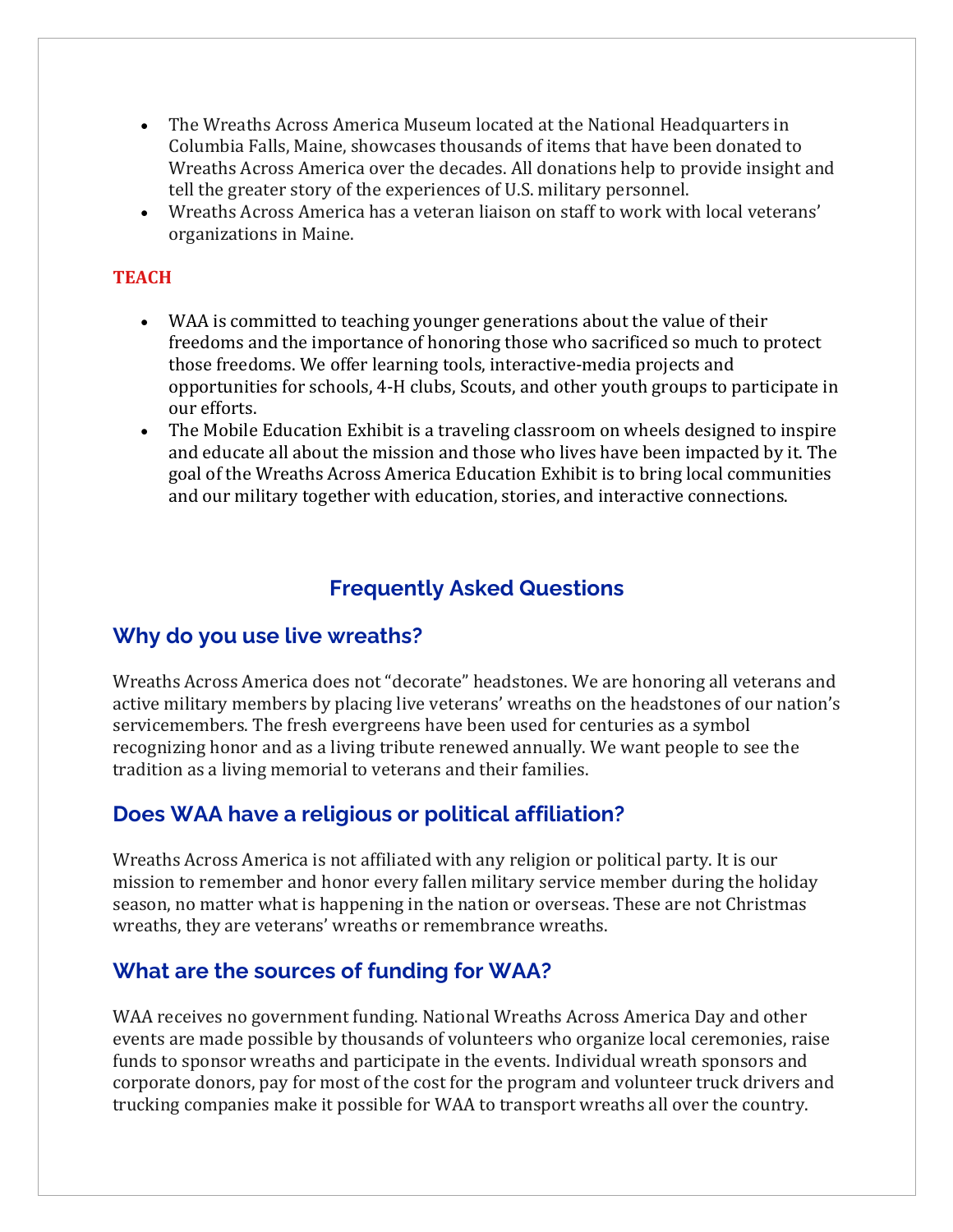- The Wreaths Across America Museum located at the National Headquarters in Columbia Falls, Maine, showcases thousands of items that have been donated to Wreaths Across America over the decades. All donations help to provide insight and tell the greater story of the experiences of U.S. military personnel.
- Wreaths Across America has a veteran liaison on staff to work with local veterans' organizations in Maine.

**TEACH**

- WAA is committed to teaching younger generations about the value of their freedoms and the importance of honoring those who sacrificed so much to protect those freedoms. We offer learning tools, interactive-media projects and opportunities for schools, 4-H clubs, Scouts, and other youth groups to participate in our efforts.
- The Mobile Education Exhibit is a traveling classroom on wheels designed to inspire and educate all about the mission and those who lives have been impacted by it. The goal of the Wreaths Across America Education Exhibit is to bring local communities and our military together with education, stories, and interactive connections.

# Frequently Asked Questions

## Why do you use live wreaths?

Wreaths Across America does not "decorate" headstones. We are honoring all veterans and active military members by placing live veterans' wreaths on the headstones of our nation's servicemembers. The fresh evergreens have been used for centuries as a symbol recognizing honor and as a living tribute renewed annually. We want people to see the tradition as a living memorial to veterans and their families.

## Does WAA have a religious or political affiliation?

Wreaths Across America is not affiliated with any religion or political party. It is our mission to remember and honor every fallen military service member during the holiday season, no matter what is happening in the nation or overseas. These are not Christmas wreaths, they are veterans' wreaths or remembrance wreaths.

## What are the sources of funding for WAA?

WAA receives no government funding. National Wreaths Across America Day and other events are made possible by thousands of volunteers who organize local ceremonies, raise funds to sponsor wreaths and participate in the events. Individual wreath sponsors and corporate donors, pay for most of the cost for the program and volunteer truck drivers and trucking companies make it possible for WAA to transport wreaths all over the country.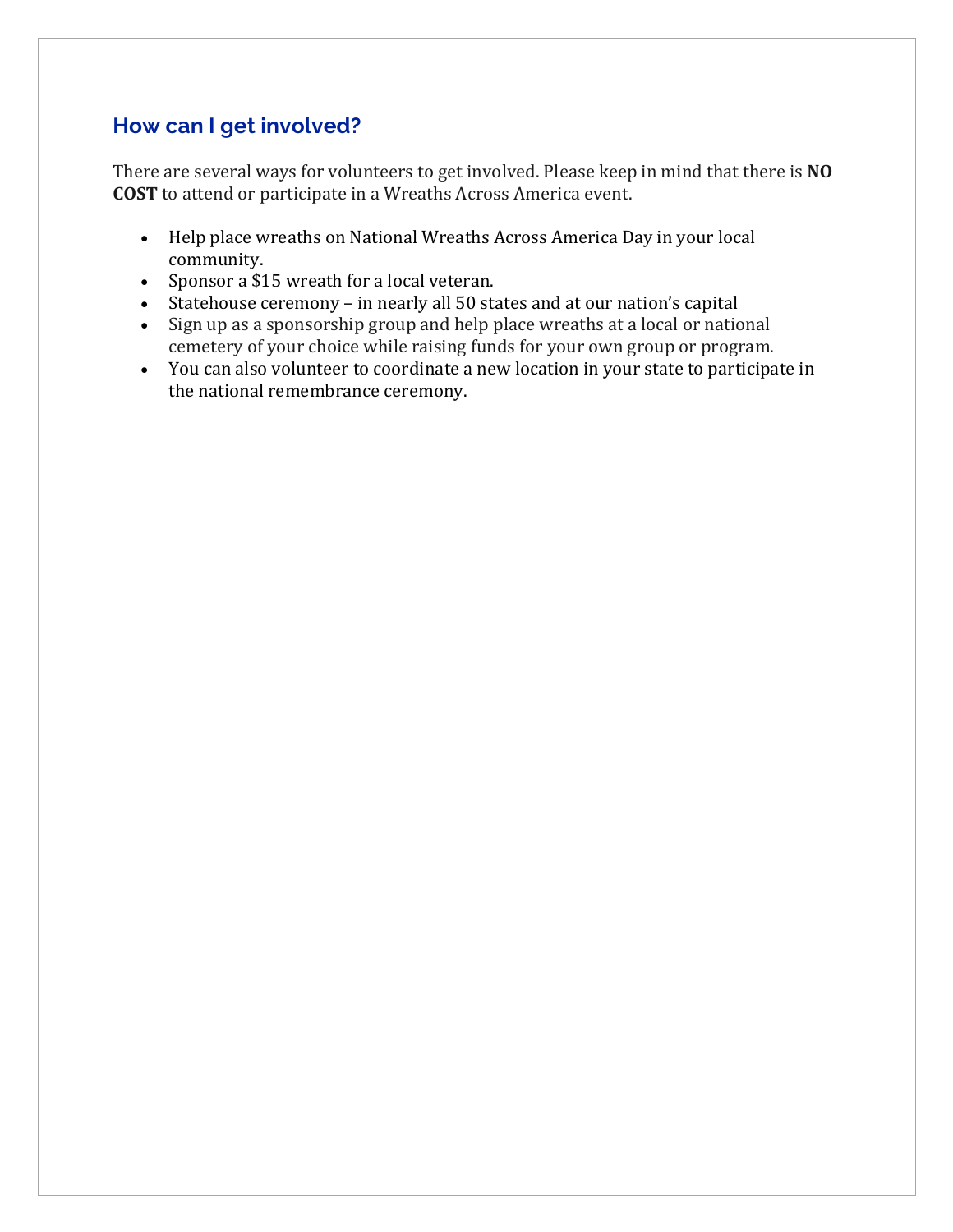## How can I get involved?

There are several ways for volunteers to get involved. Please keep in mind that there is **NO COST** to attend or participate in a Wreaths Across America event.

- Help place wreaths on National Wreaths Across America Day in your local community.
- Sponsor a $15 wreath for a local veteran.
- Statehouse ceremony – in nearly all 50 states and at our nation's capital
- Sign up as a sponsorship group and help place wreaths at a local or national cemetery of your choice while raising funds for your own group or program.
- You can also volunteer to coordinate a new location in your state to participate in the national remembrance ceremony.